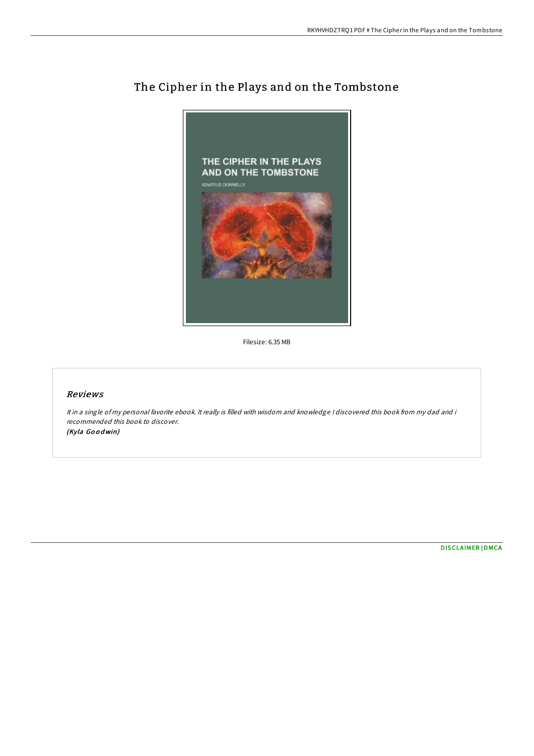# The Cipher in the Plays and on the Tombstone

Filesize: 6.35 MB

## *Reviews*

*It in a single of my personal favorite ebook. It really is filled with wisdom and knowledge I discovered this book from my dad and i recommended this book to discover.*
*(Kyla Goodwin)*

DISCLAIMER | DMCA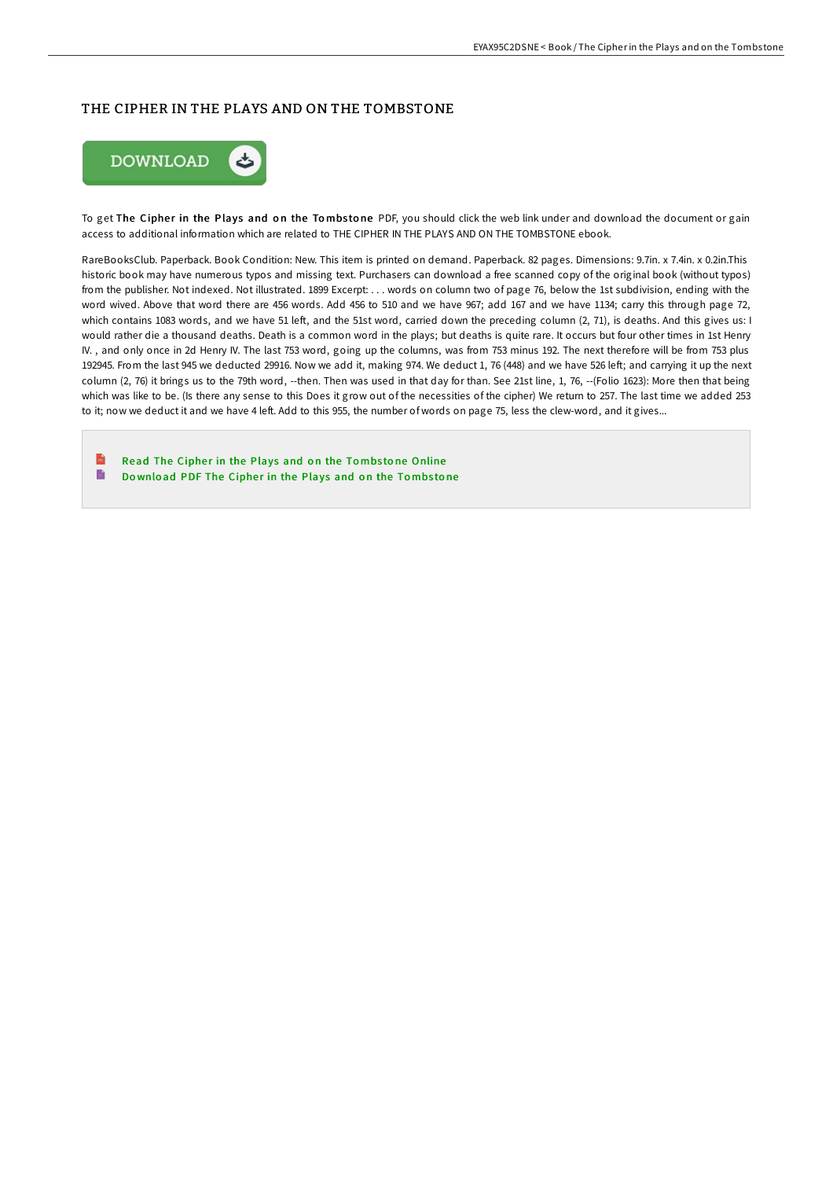# THE CIPHER IN THE PLAYS AND ON THE TOMBSTONE

DOWNLOAD

To get **The Cipher in the Plays and on the Tombstone** PDF, you should click the web link under and download the document or gain access to additional information which are related to THE CIPHER IN THE PLAYS AND ON THE TOMBSTONE ebook.

RareBooksClub. Paperback. Book Condition: New. This item is printed on demand. Paperback. 82 pages. Dimensions: 9.7in. x 7.4in. x 0.2in.This historic book may have numerous typos and missing text. Purchasers can download a free scanned copy of the original book (without typos) from the publisher. Not indexed. Not illustrated. 1899 Excerpt: . . . words on column two of page 76, below the 1st subdivision, ending with the word wived. Above that word there are 456 words. Add 456 to 510 and we have 967; add 167 and we have 1134; carry this through page 72, which contains 1083 words, and we have 51 left, and the 51st word, carried down the preceding column (2, 71), is deaths. And this gives us: I would rather die a thousand deaths. Death is a common word in the plays; but deaths is quite rare. It occurs but four other times in 1st Henry IV. , and only once in 2d Henry IV. The last 753 word, going up the columns, was from 753 minus 192. The next therefore will be from 753 plus 192945. From the last 945 we deducted 29916. Now we add it, making 974. We deduct 1, 76 (448) and we have 526 left; and carrying it up the next column (2, 76) it brings us to the 79th word, --then. Then was used in that day for than. See 21st line, 1, 76, --(Folio 1623): More then that being which was like to be. (Is there any sense to this Does it grow out of the necessities of the cipher) We return to 257. The last time we added 253 to it; now we deduct it and we have 4 left. Add to this 955, the number of words on page 75, less the clew-word, and it gives...

- Read The Cipher in the Plays and on the Tombstone Online
- Download PDF The Cipher in the Plays and on the Tombstone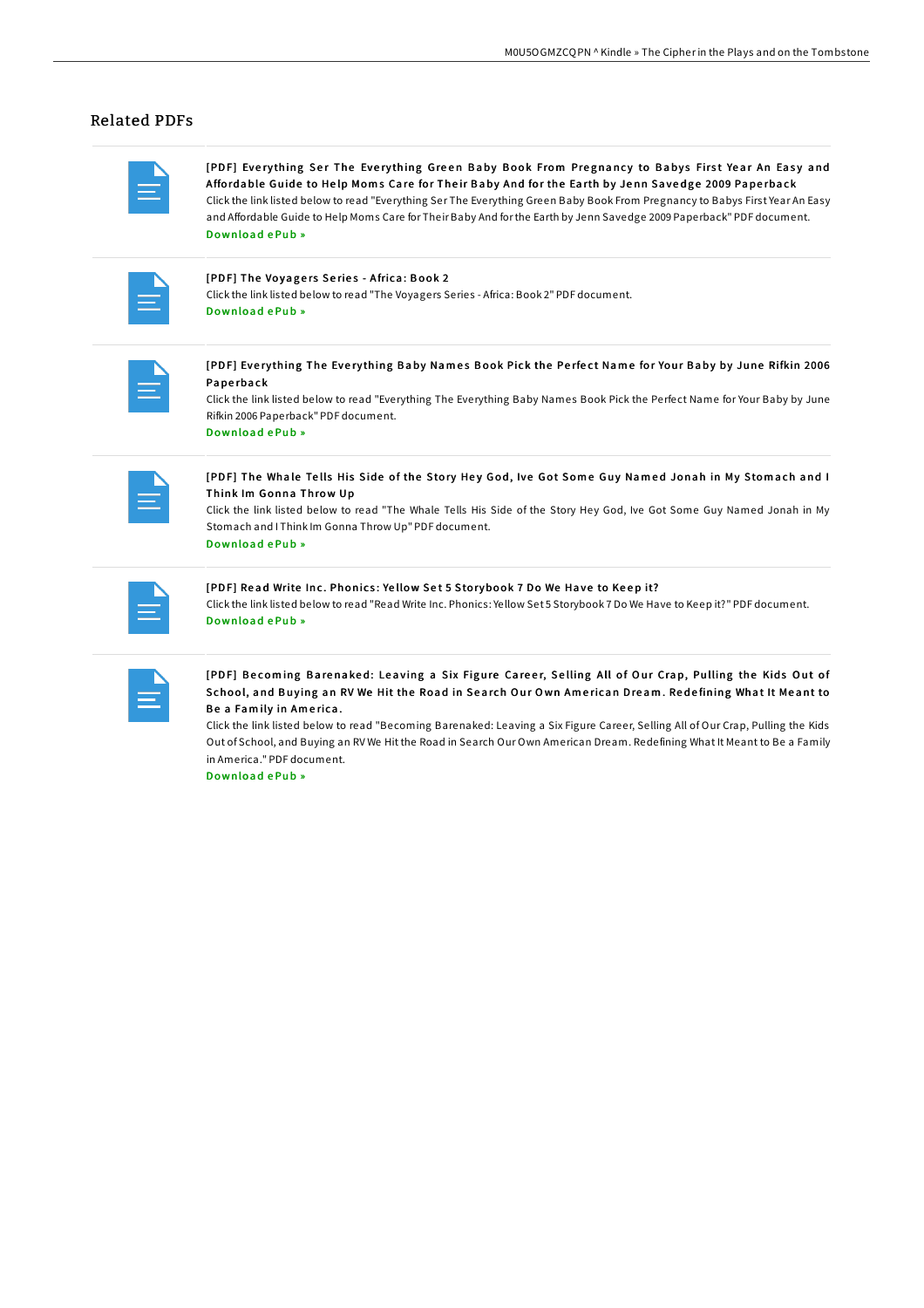## Related PDFs

**[PDF] Everything Ser The Everything Green Baby Book From Pregnancy to Babys First Year An Easy and Affordable Guide to Help Moms Care for Their Baby And for the Earth by Jenn Savedge 2009 Paperback**

Click the link listed below to read "Everything Ser The Everything Green Baby Book From Pregnancy to Babys First Year An Easy and Affordable Guide to Help Moms Care for Their Baby And for the Earth by Jenn Savedge 2009 Paperback" PDF document.

Download ePub »

**[PDF] The Voyagers Series - Africa: Book 2**

Click the link listed below to read "The Voyagers Series - Africa: Book 2" PDF document.

Download ePub »

**[PDF] Everything The Everything Baby Names Book Pick the Perfect Name for Your Baby by June Rifkin 2006 Paperback**

Click the link listed below to read "Everything The Everything Baby Names Book Pick the Perfect Name for Your Baby by June Rifkin 2006 Paperback" PDF document.

Download ePub »

**[PDF] The Whale Tells His Side of the Story Hey God, Ive Got Some Guy Named Jonah in My Stomach and I Think Im Gonna Throw Up**

Click the link listed below to read "The Whale Tells His Side of the Story Hey God, Ive Got Some Guy Named Jonah in My Stomach and I Think Im Gonna Throw Up" PDF document.

Download ePub »

**[PDF] Read Write Inc. Phonics: Yellow Set 5 Storybook 7 Do We Have to Keep it?**

Click the link listed below to read "Read Write Inc. Phonics: Yellow Set 5 Storybook 7 Do We Have to Keep it?" PDF document.

Download ePub »

**[PDF] Becoming Barenaked: Leaving a Six Figure Career, Selling All of Our Crap, Pulling the Kids Out of School, and Buying an RV We Hit the Road in Search Our Own American Dream. Redefining What It Meant to Be a Family in America.**

Click the link listed below to read "Becoming Barenaked: Leaving a Six Figure Career, Selling All of Our Crap, Pulling the Kids Out of School, and Buying an RV We Hit the Road in Search Our Own American Dream. Redefining What It Meant to Be a Family in America." PDF document.

Download ePub »